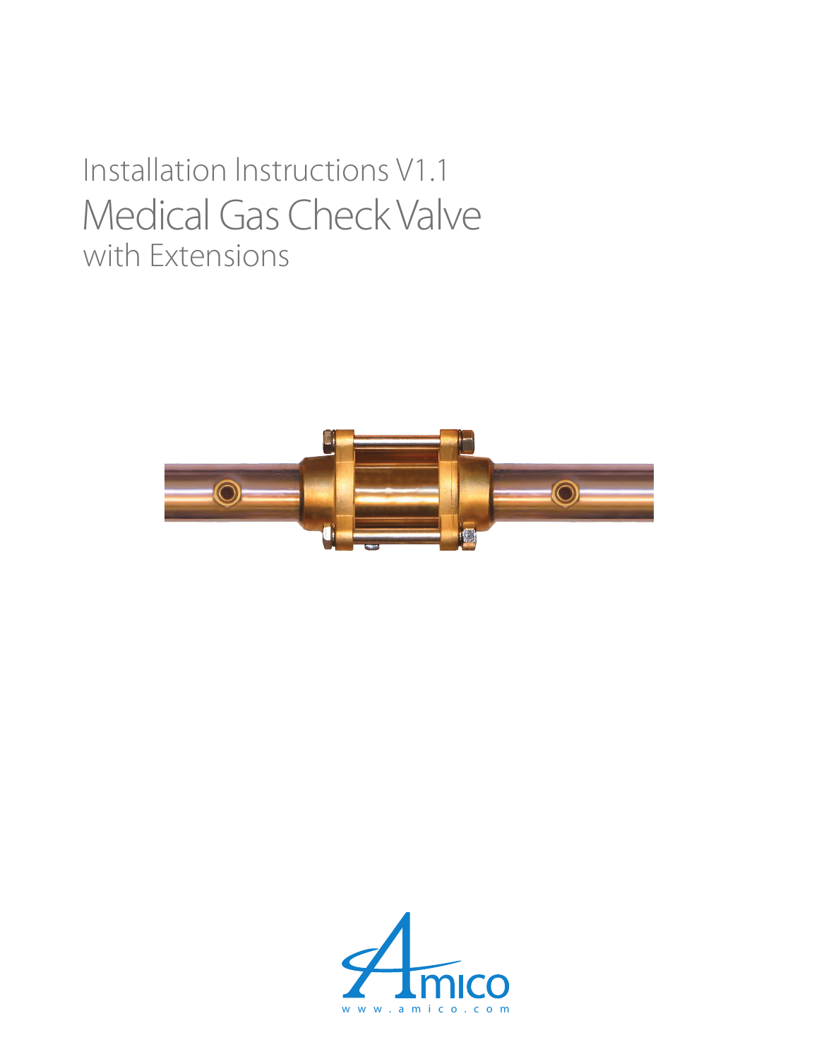# Installation Instructions V1.1

# Medical Gas Check Valve

## with Extensions

Amico

www.amico.com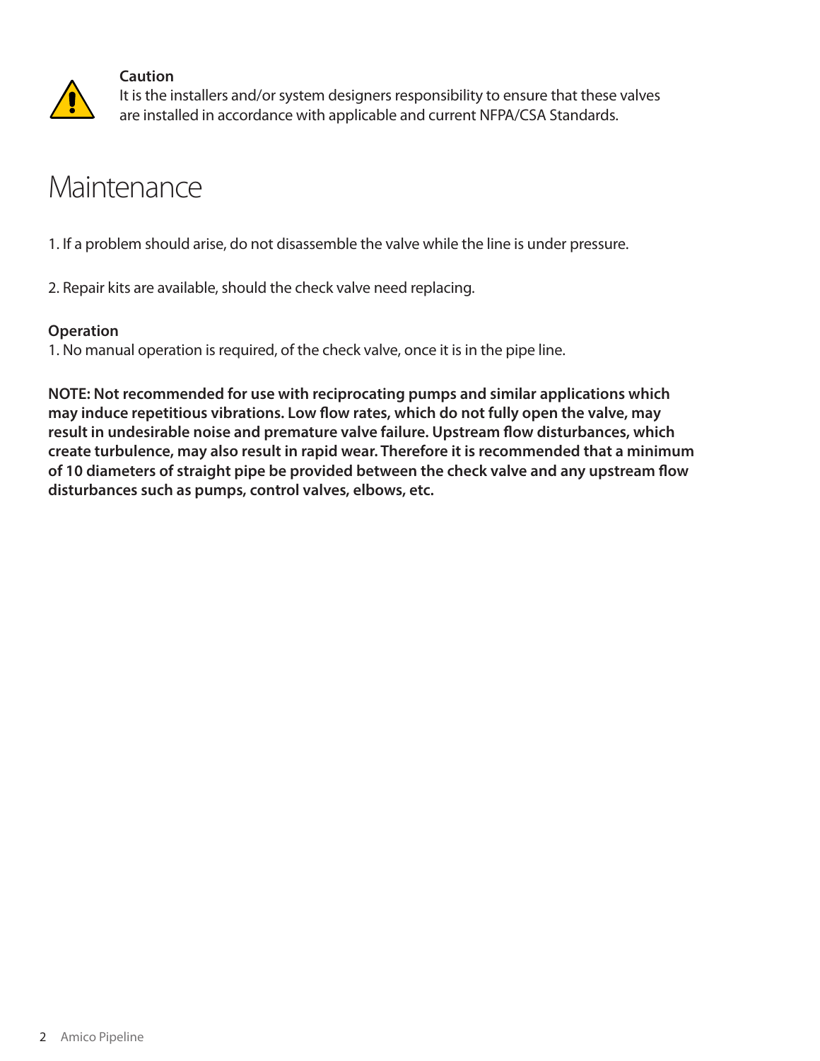**Caution**
It is the installers and/or system designers responsibility to ensure that these valves are installed in accordance with applicable and current NFPA/CSA Standards.

# Maintenance

1. If a problem should arise, do not disassemble the valve while the line is under pressure.

2. Repair kits are available, should the check valve need replacing.

**Operation**

1. No manual operation is required, of the check valve, once it is in the pipe line.

**NOTE: Not recommended for use with reciprocating pumps and similar applications which may induce repetitious vibrations. Low flow rates, which do not fully open the valve, may result in undesirable noise and premature valve failure. Upstream flow disturbances, which create turbulence, may also result in rapid wear. Therefore it is recommended that a minimum of 10 diameters of straight pipe be provided between the check valve and any upstream flow disturbances such as pumps, control valves, elbows, etc.**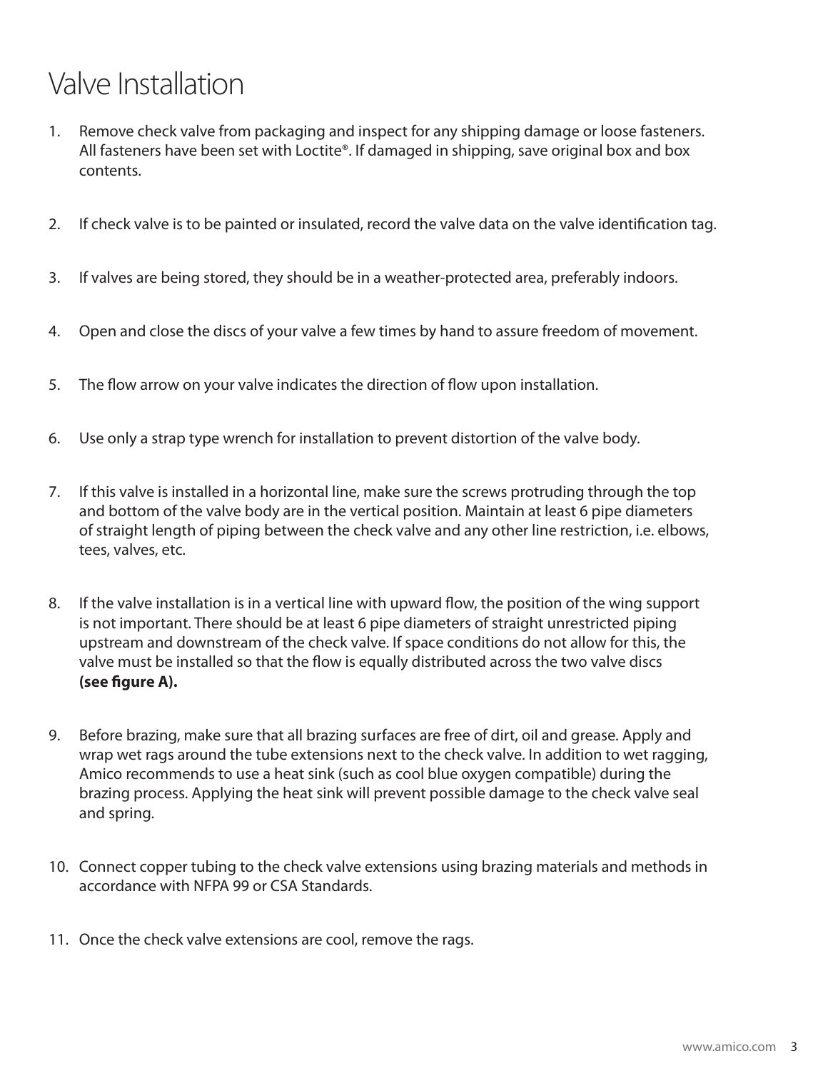# Valve Installation

1. Remove check valve from packaging and inspect for any shipping damage or loose fasteners. All fasteners have been set with Loctite®. If damaged in shipping, save original box and box contents.

2. If check valve is to be painted or insulated, record the valve data on the valve identification tag.

3. If valves are being stored, they should be in a weather-protected area, preferably indoors.

4. Open and close the discs of your valve a few times by hand to assure freedom of movement.

5. The flow arrow on your valve indicates the direction of flow upon installation.

6. Use only a strap type wrench for installation to prevent distortion of the valve body.

7. If this valve is installed in a horizontal line, make sure the screws protruding through the top and bottom of the valve body are in the vertical position. Maintain at least 6 pipe diameters of straight length of piping between the check valve and any other line restriction, i.e. elbows, tees, valves, etc.

8. If the valve installation is in a vertical line with upward flow, the position of the wing support is not important. There should be at least 6 pipe diameters of straight unrestricted piping upstream and downstream of the check valve. If space conditions do not allow for this, the valve must be installed so that the flow is equally distributed across the two valve discs **(see figure A).**

9. Before brazing, make sure that all brazing surfaces are free of dirt, oil and grease. Apply and wrap wet rags around the tube extensions next to the check valve. In addition to wet ragging, Amico recommends to use a heat sink (such as cool blue oxygen compatible) during the brazing process. Applying the heat sink will prevent possible damage to the check valve seal and spring.

10. Connect copper tubing to the check valve extensions using brazing materials and methods in accordance with NFPA 99 or CSA Standards.

11. Once the check valve extensions are cool, remove the rags.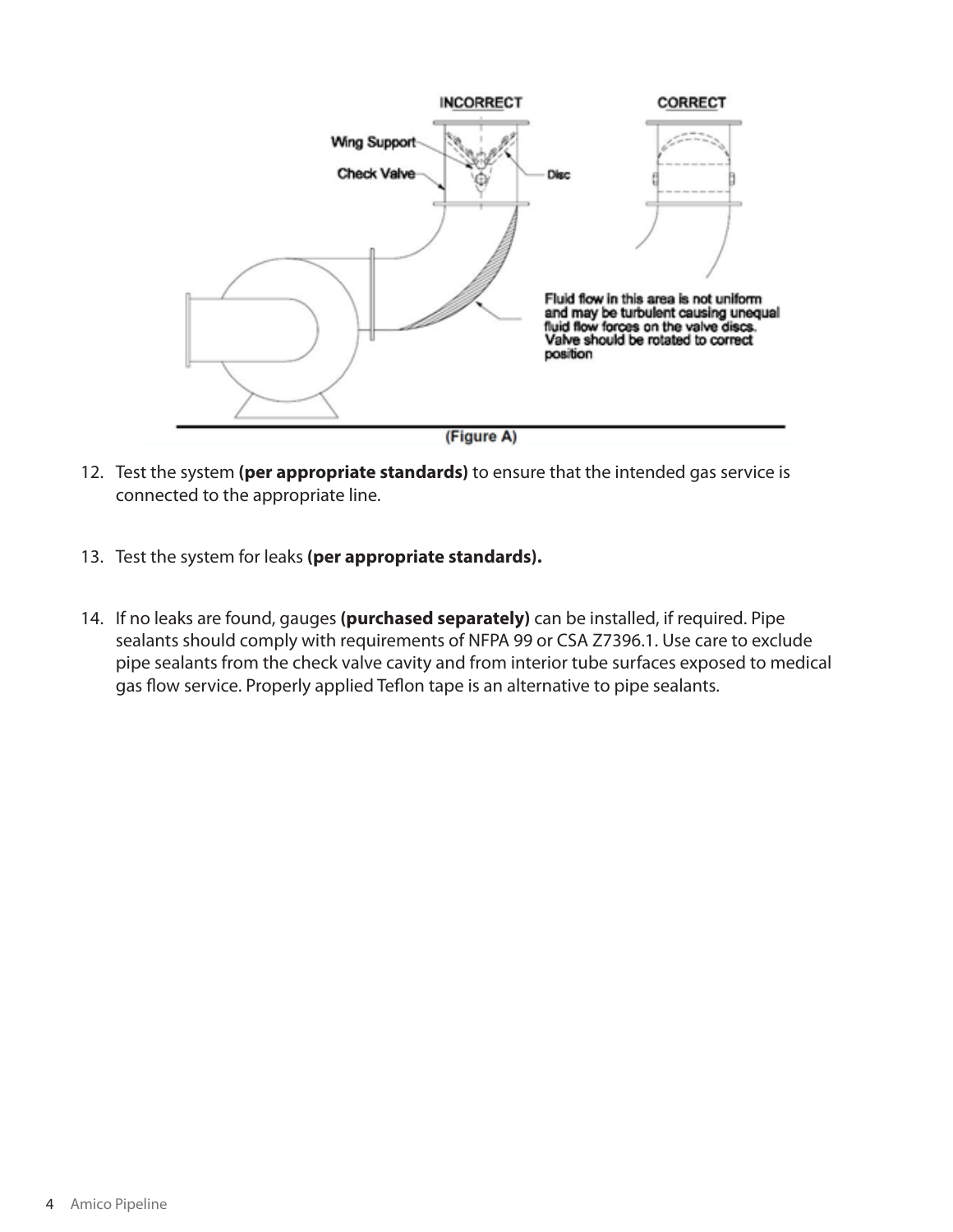INCORRECT

CORRECT

Wing Support

Check Valve

Disc

Fluid flow in this area is not uniform and may be turbulent causing unequal fluid flow forces on the valve discs. Valve should be rotated to correct position

(Figure A)

12. Test the system **(per appropriate standards)** to ensure that the intended gas service is connected to the appropriate line.

13. Test the system for leaks **(per appropriate standards).**

14. If no leaks are found, gauges **(purchased separately)** can be installed, if required. Pipe sealants should comply with requirements of NFPA 99 or CSA Z7396.1. Use care to exclude pipe sealants from the check valve cavity and from interior tube surfaces exposed to medical gas flow service. Properly applied Teflon tape is an alternative to pipe sealants.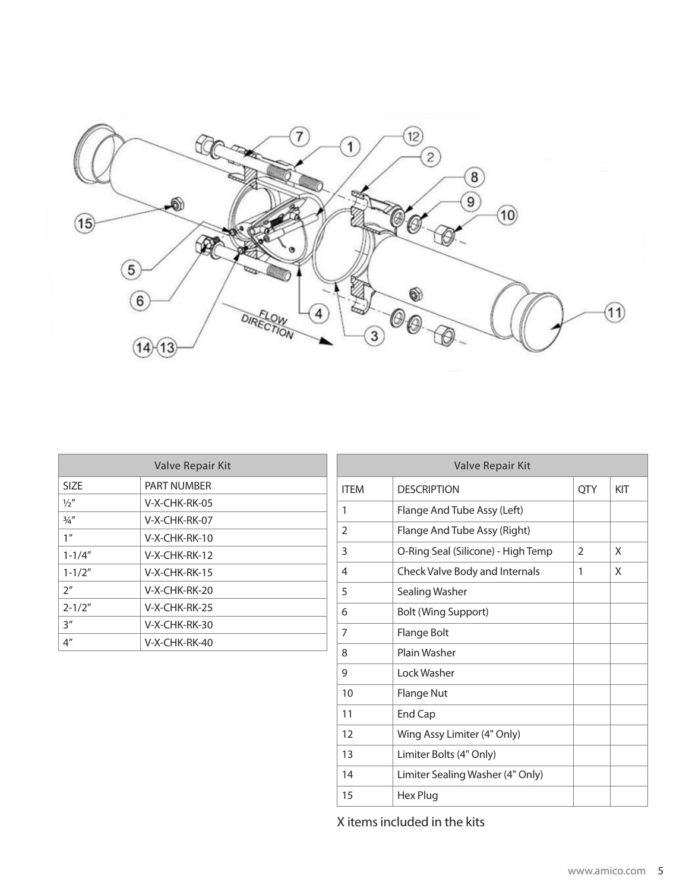| Valve Repair Kit | |
|---|---|
| SIZE | PART NUMBER |
| ½″ | V-X-CHK-RK-05 |
| ¾″ | V-X-CHK-RK-07 |
| 1″ | V-X-CHK-RK-10 |
| 1-1/4″ | V-X-CHK-RK-12 |
| 1-1/2″ | V-X-CHK-RK-15 |
| 2″ | V-X-CHK-RK-20 |
| 2-1/2″ | V-X-CHK-RK-25 |
| 3″ | V-X-CHK-RK-30 |
| 4″ | V-X-CHK-RK-40 |

| Valve Repair Kit | | | |
|---|---|---|---|
| ITEM | DESCRIPTION | QTY | KIT |
| 1 | Flange And Tube Assy (Left) | | |
| 2 | Flange And Tube Assy (Right) | | |
| 3 | O-Ring Seal (Silicone) - High Temp | 2 | X |
| 4 | Check Valve Body and Internals | 1 | X |
| 5 | Sealing Washer | | |
| 6 | Bolt (Wing Support) | | |
| 7 | Flange Bolt | | |
| 8 | Plain Washer | | |
| 9 | Lock Washer | | |
| 10 | Flange Nut | | |
| 11 | End Cap | | |
| 12 | Wing Assy Limiter (4" Only) | | |
| 13 | Limiter Bolts (4" Only) | | |
| 14 | Limiter Sealing Washer (4" Only) | | |
| 15 | Hex Plug | | |

X items included in the kits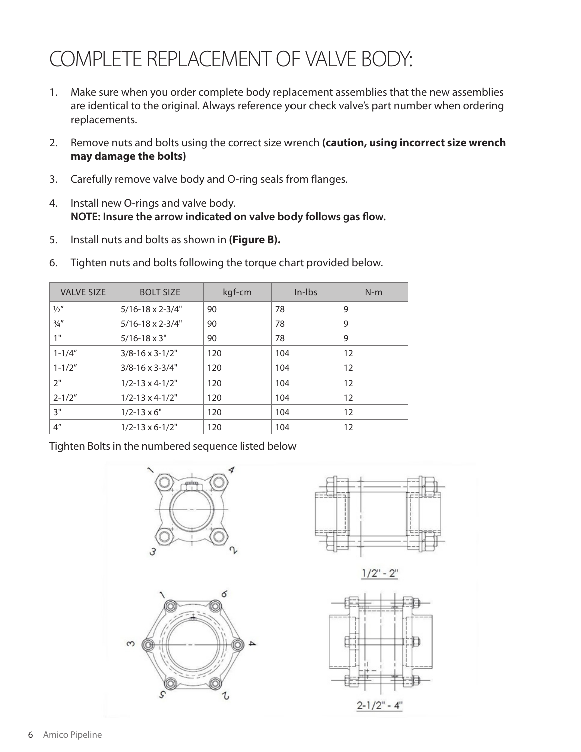# COMPLETE REPLACEMENT OF VALVE BODY:

1. Make sure when you order complete body replacement assemblies that the new assemblies are identical to the original. Always reference your check valve's part number when ordering replacements.

2. Remove nuts and bolts using the correct size wrench **(caution, using incorrect size wrench may damage the bolts)**

3. Carefully remove valve body and O-ring seals from flanges.

4. Install new O-rings and valve body.
   **NOTE: Insure the arrow indicated on valve body follows gas flow.**

5. Install nuts and bolts as shown in **(Figure B).**

6. Tighten nuts and bolts following the torque chart provided below.

| VALVE SIZE | BOLT SIZE | kgf-cm | In-lbs | N-m |
|---|---|---|---|---|
| ½" | 5/16-18 x 2-3/4" | 90 | 78 | 9 |
| ¾" | 5/16-18 x 2-3/4" | 90 | 78 | 9 |
| 1" | 5/16-18 x 3" | 90 | 78 | 9 |
| 1-1/4" | 3/8-16 x 3-1/2" | 120 | 104 | 12 |
| 1-1/2" | 3/8-16 x 3-3/4" | 120 | 104 | 12 |
| 2" | 1/2-13 x 4-1/2" | 120 | 104 | 12 |
| 2-1/2" | 1/2-13 x 4-1/2" | 120 | 104 | 12 |
| 3" | 1/2-13 x 6" | 120 | 104 | 12 |
| 4" | 1/2-13 x 6-1/2" | 120 | 104 | 12 |

Tighten Bolts in the numbered sequence listed below

1/2" - 2"

2-1/2" - 4"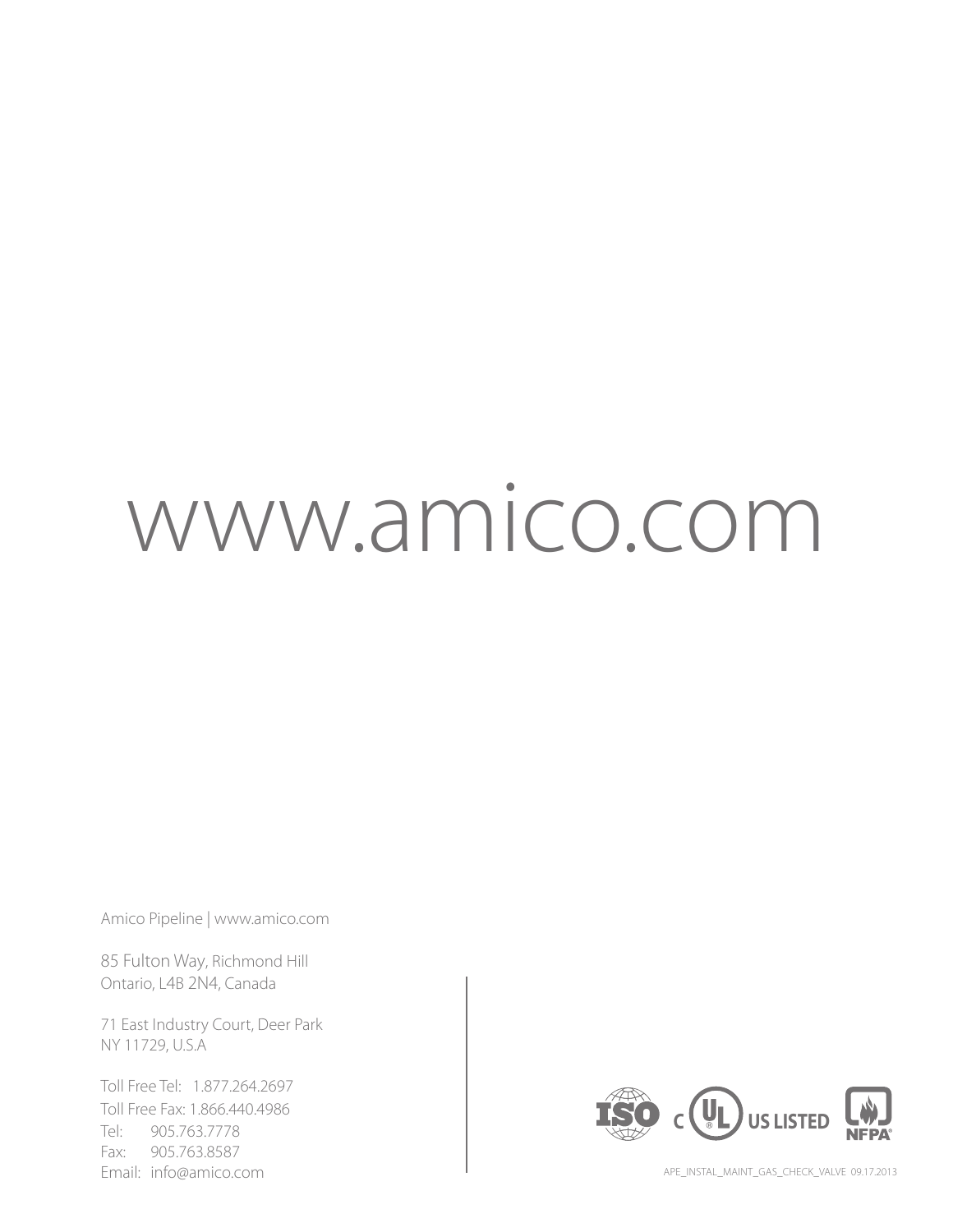# www.amico.com

Amico Pipeline | www.amico.com

85 Fulton Way, Richmond Hill
Ontario, L4B 2N4, Canada

71 East Industry Court, Deer Park
NY 11729, U.S.A

Toll Free Tel: 1.877.264.2697
Toll Free Fax: 1.866.440.4986
Tel: 905.763.7778
Fax: 905.763.8587
Email: info@amico.com

ISO C UL US LISTED NFPA

APE_INSTAL_MAINT_GAS_CHECK_VALVE 09.17.2013